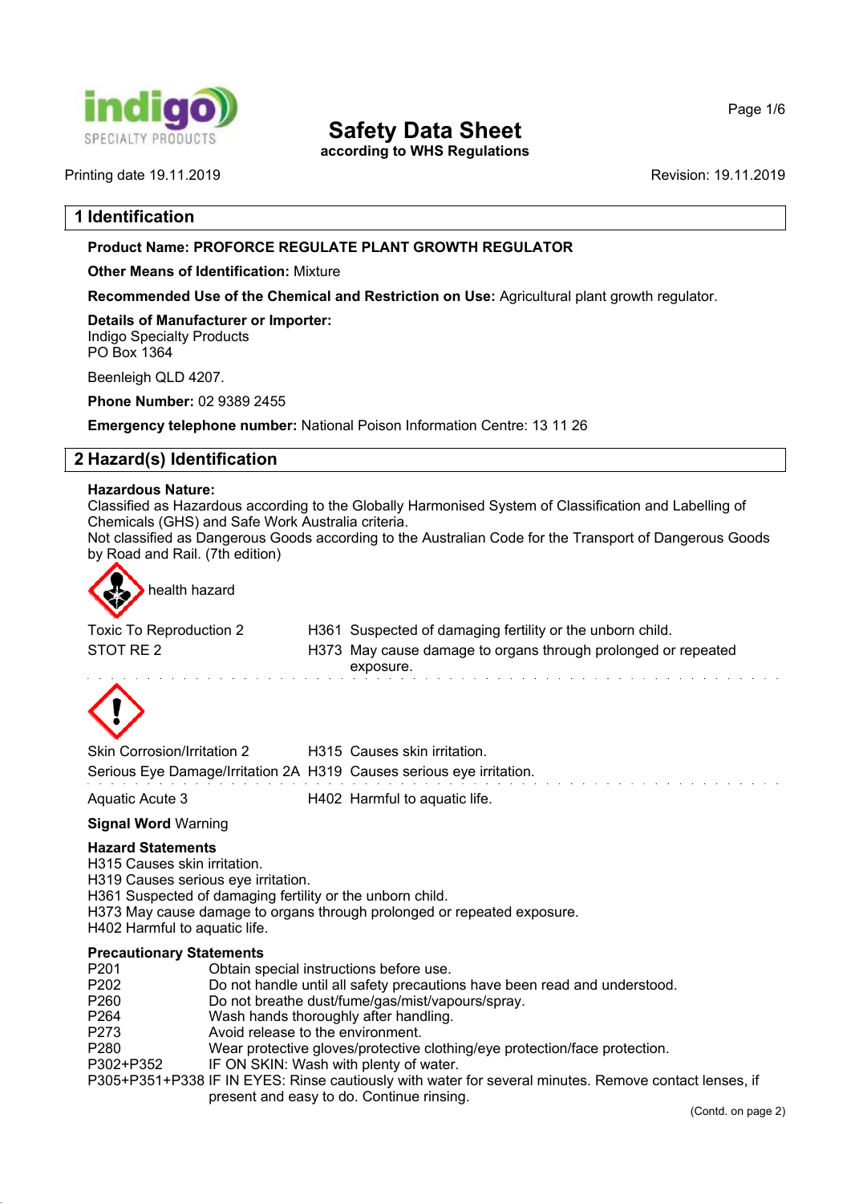# Safety Data Sheet

according to WHS Regulations

Printing date 19.11.2019 Revision: 19.11.2019

## 1 Identification

**Product Name: PROFORCE REGULATE PLANT GROWTH REGULATOR**

**Other Means of Identification:** Mixture

**Recommended Use of the Chemical and Restriction on Use:** Agricultural plant growth regulator.

**Details of Manufacturer or Importer:**
Indigo Specialty Products
PO Box 1364

Beenleigh QLD 4207.

**Phone Number:** 02 9389 2455

**Emergency telephone number:** National Poison Information Centre: 13 11 26

## 2 Hazard(s) Identification

**Hazardous Nature:**
Classified as Hazardous according to the Globally Harmonised System of Classification and Labelling of Chemicals (GHS) and Safe Work Australia criteria.
Not classified as Dangerous Goods according to the Australian Code for the Transport of Dangerous Goods by Road and Rail. (7th edition)

health hazard

| | | |
|---|---|---|
| Toxic To Reproduction 2 | H361 | Suspected of damaging fertility or the unborn child. |
| STOT RE 2 | H373 | May cause damage to organs through prolonged or repeated exposure. |

| | | |
|---|---|---|
| Skin Corrosion/Irritation 2 | H315 | Causes skin irritation. |
| Serious Eye Damage/Irritation 2A | H319 | Causes serious eye irritation. |

| | | |
|---|---|---|
| Aquatic Acute 3 | H402 | Harmful to aquatic life. |

**Signal Word** Warning

**Hazard Statements**
H315 Causes skin irritation.
H319 Causes serious eye irritation.
H361 Suspected of damaging fertility or the unborn child.
H373 May cause damage to organs through prolonged or repeated exposure.
H402 Harmful to aquatic life.

**Precautionary Statements**

| | |
|---|---|
| P201 | Obtain special instructions before use. |
| P202 | Do not handle until all safety precautions have been read and understood. |
| P260 | Do not breathe dust/fume/gas/mist/vapours/spray. |
| P264 | Wash hands thoroughly after handling. |
| P273 | Avoid release to the environment. |
| P280 | Wear protective gloves/protective clothing/eye protection/face protection. |
| P302+P352 | IF ON SKIN: Wash with plenty of water. |
| P305+P351+P338 | IF IN EYES: Rinse cautiously with water for several minutes. Remove contact lenses, if present and easy to do. Continue rinsing. |

(Contd. on page 2)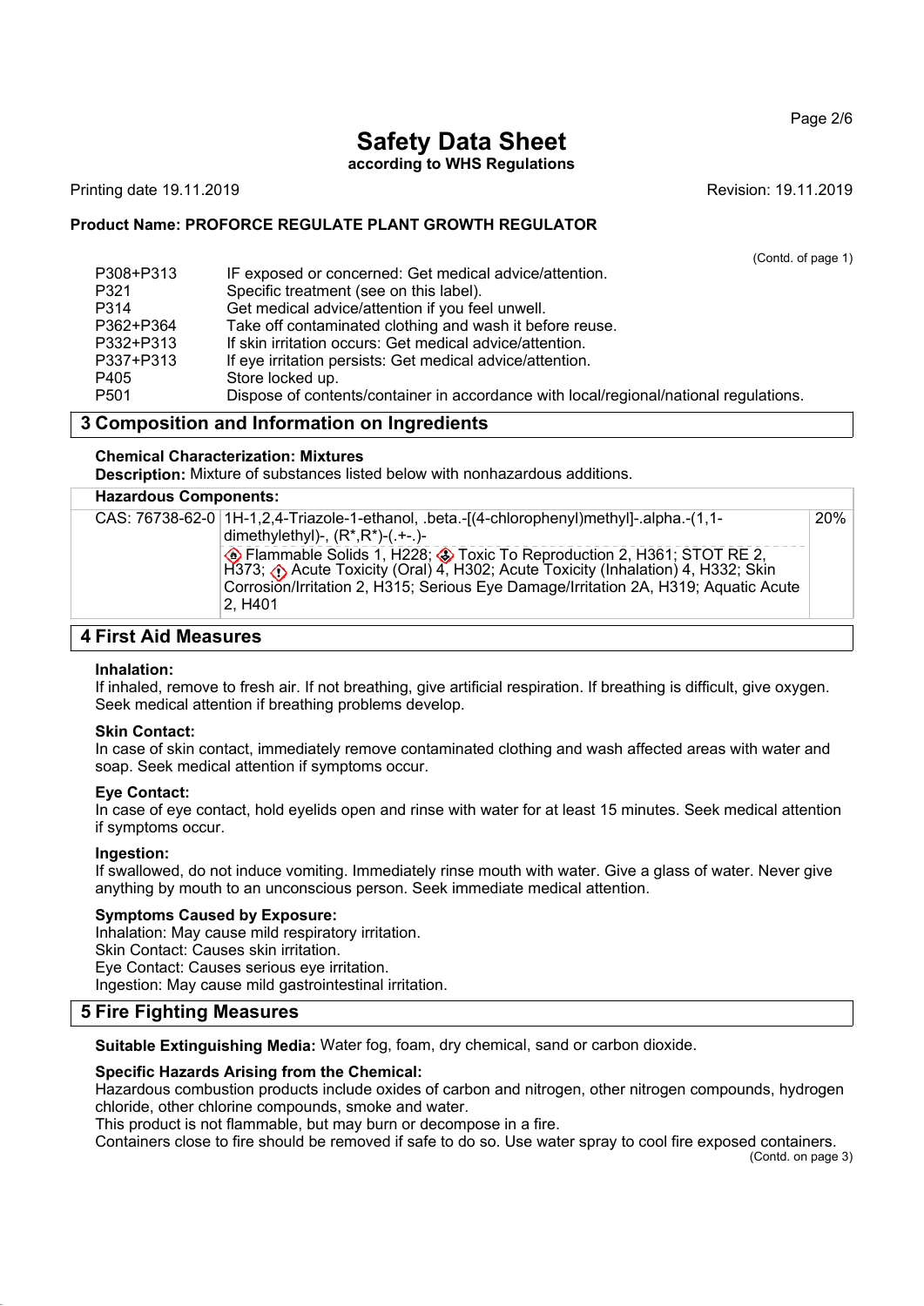(Contd. of page 1)

| | |
|---|---|
| P308+P313 | IF exposed or concerned: Get medical advice/attention. |
| P321 | Specific treatment (see on this label). |
| P314 | Get medical advice/attention if you feel unwell. |
| P362+P364 | Take off contaminated clothing and wash it before reuse. |
| P332+P313 | If skin irritation occurs: Get medical advice/attention. |
| P337+P313 | If eye irritation persists: Get medical advice/attention. |
| P405 | Store locked up. |
| P501 | Dispose of contents/container in accordance with local/regional/national regulations. |

## 3 Composition and Information on Ingredients

**Chemical Characterization: Mixtures**

**Description:** Mixture of substances listed below with nonhazardous additions.

| **Hazardous Components:** | | |
|---|---|---|
| CAS: 76738-62-0 | 1H-1,2,4-Triazole-1-ethanol, .beta.-[(4-chlorophenyl)methyl]-.alpha.-(1,1-dimethylethyl)-, (R*,R*)-(.+-.)-<br>Flammable Solids 1, H228; Toxic To Reproduction 2, H361; STOT RE 2, H373; Acute Toxicity (Oral) 4, H302; Acute Toxicity (Inhalation) 4, H332; Skin Corrosion/Irritation 2, H315; Serious Eye Damage/Irritation 2A, H319; Aquatic Acute 2, H401 | 20% |

## 4 First Aid Measures

**Inhalation:**
If inhaled, remove to fresh air. If not breathing, give artificial respiration. If breathing is difficult, give oxygen. Seek medical attention if breathing problems develop.

**Skin Contact:**
In case of skin contact, immediately remove contaminated clothing and wash affected areas with water and soap. Seek medical attention if symptoms occur.

**Eye Contact:**
In case of eye contact, hold eyelids open and rinse with water for at least 15 minutes. Seek medical attention if symptoms occur.

**Ingestion:**
If swallowed, do not induce vomiting. Immediately rinse mouth with water. Give a glass of water. Never give anything by mouth to an unconscious person. Seek immediate medical attention.

**Symptoms Caused by Exposure:**
Inhalation: May cause mild respiratory irritation.
Skin Contact: Causes skin irritation.
Eye Contact: Causes serious eye irritation.
Ingestion: May cause mild gastrointestinal irritation.

## 5 Fire Fighting Measures

**Suitable Extinguishing Media:** Water fog, foam, dry chemical, sand or carbon dioxide.

**Specific Hazards Arising from the Chemical:**
Hazardous combustion products include oxides of carbon and nitrogen, other nitrogen compounds, hydrogen chloride, other chlorine compounds, smoke and water.
This product is not flammable, but may burn or decompose in a fire.
Containers close to fire should be removed if safe to do so. Use water spray to cool fire exposed containers.

(Contd. on page 3)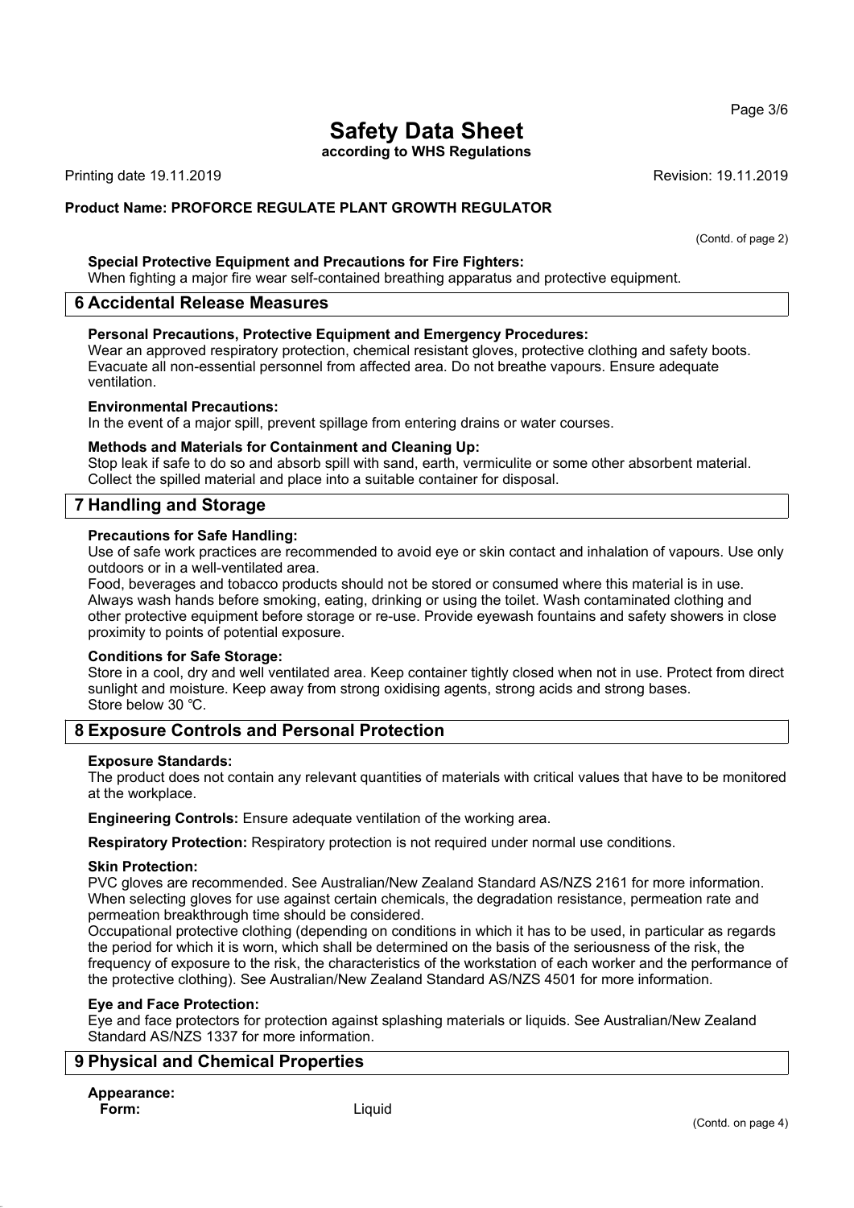# Safety Data Sheet

**according to WHS Regulations**

Printing date 19.11.2019 Revision: 19.11.2019

**Product Name: PROFORCE REGULATE PLANT GROWTH REGULATOR**

(Contd. of page 2)

**Special Protective Equipment and Precautions for Fire Fighters:**
When fighting a major fire wear self-contained breathing apparatus and protective equipment.

## 6 Accidental Release Measures

**Personal Precautions, Protective Equipment and Emergency Procedures:**
Wear an approved respiratory protection, chemical resistant gloves, protective clothing and safety boots. Evacuate all non-essential personnel from affected area. Do not breathe vapours. Ensure adequate ventilation.

**Environmental Precautions:**
In the event of a major spill, prevent spillage from entering drains or water courses.

**Methods and Materials for Containment and Cleaning Up:**
Stop leak if safe to do so and absorb spill with sand, earth, vermiculite or some other absorbent material. Collect the spilled material and place into a suitable container for disposal.

## 7 Handling and Storage

**Precautions for Safe Handling:**
Use of safe work practices are recommended to avoid eye or skin contact and inhalation of vapours. Use only outdoors or in a well-ventilated area.
Food, beverages and tobacco products should not be stored or consumed where this material is in use. Always wash hands before smoking, eating, drinking or using the toilet. Wash contaminated clothing and other protective equipment before storage or re-use. Provide eyewash fountains and safety showers in close proximity to points of potential exposure.

**Conditions for Safe Storage:**
Store in a cool, dry and well ventilated area. Keep container tightly closed when not in use. Protect from direct sunlight and moisture. Keep away from strong oxidising agents, strong acids and strong bases.
Store below 30 ℃.

## 8 Exposure Controls and Personal Protection

**Exposure Standards:**
The product does not contain any relevant quantities of materials with critical values that have to be monitored at the workplace.

**Engineering Controls:** Ensure adequate ventilation of the working area.

**Respiratory Protection:** Respiratory protection is not required under normal use conditions.

**Skin Protection:**
PVC gloves are recommended. See Australian/New Zealand Standard AS/NZS 2161 for more information. When selecting gloves for use against certain chemicals, the degradation resistance, permeation rate and permeation breakthrough time should be considered.
Occupational protective clothing (depending on conditions in which it has to be used, in particular as regards the period for which it is worn, which shall be determined on the basis of the seriousness of the risk, the frequency of exposure to the risk, the characteristics of the workstation of each worker and the performance of the protective clothing). See Australian/New Zealand Standard AS/NZS 4501 for more information.

**Eye and Face Protection:**
Eye and face protectors for protection against splashing materials or liquids. See Australian/New Zealand Standard AS/NZS 1337 for more information.

## 9 Physical and Chemical Properties

**Appearance:**
**Form:** Liquid

(Contd. on page 4)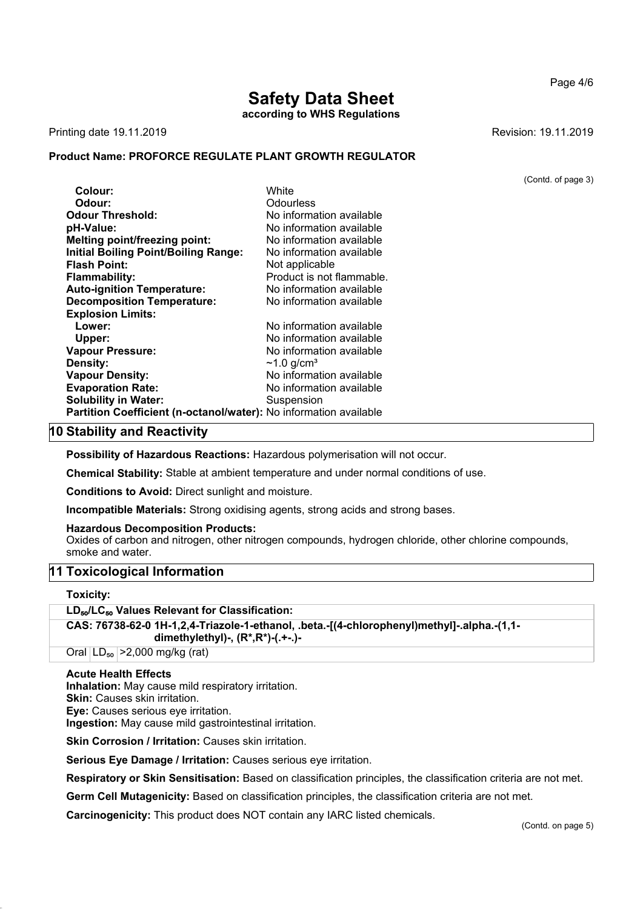# Safety Data Sheet

**according to WHS Regulations**

Printing date 19.11.2019 Revision: 19.11.2019

**Product Name: PROFORCE REGULATE PLANT GROWTH REGULATOR**

(Contd. of page 3)

| | |
|---|---|
| **Colour:** | White |
| **Odour:** | Odourless |
| **Odour Threshold:** | No information available |
| **pH-Value:** | No information available |
| **Melting point/freezing point:** | No information available |
| **Initial Boiling Point/Boiling Range:** | No information available |
| **Flash Point:** | Not applicable |
| **Flammability:** | Product is not flammable. |
| **Auto-ignition Temperature:** | No information available |
| **Decomposition Temperature:** | No information available |
| **Explosion Limits:** | |
| **Lower:** | No information available |
| **Upper:** | No information available |
| **Vapour Pressure:** | No information available |
| **Density:** | ~1.0 g/cm³ |
| **Vapour Density:** | No information available |
| **Evaporation Rate:** | No information available |
| **Solubility in Water:** | Suspension |
| **Partition Coefficient (n-octanol/water):** | No information available |

## 10 Stability and Reactivity

**Possibility of Hazardous Reactions:** Hazardous polymerisation will not occur.

**Chemical Stability:** Stable at ambient temperature and under normal conditions of use.

**Conditions to Avoid:** Direct sunlight and moisture.

**Incompatible Materials:** Strong oxidising agents, strong acids and strong bases.

**Hazardous Decomposition Products:**
Oxides of carbon and nitrogen, other nitrogen compounds, hydrogen chloride, other chlorine compounds, smoke and water.

## 11 Toxicological Information

**Toxicity:**

| **$LD_{50}/LC_{50}$ Values Relevant for Classification:** | | |
|---|---|---|
| **CAS: 76738-62-0 1H-1,2,4-Triazole-1-ethanol, .beta.-[(4-chlorophenyl)methyl]-.alpha.-(1,1-dimethylethyl)-, (R*,R*)-(.+-.)-** | | |
| Oral | $LD_{50}$ | >2,000 mg/kg (rat) |

**Acute Health Effects**
**Inhalation:** May cause mild respiratory irritation.
**Skin:** Causes skin irritation.
**Eye:** Causes serious eye irritation.
**Ingestion:** May cause mild gastrointestinal irritation.

**Skin Corrosion / Irritation:** Causes skin irritation.

**Serious Eye Damage / Irritation:** Causes serious eye irritation.

**Respiratory or Skin Sensitisation:** Based on classification principles, the classification criteria are not met.

**Germ Cell Mutagenicity:** Based on classification principles, the classification criteria are not met.

**Carcinogenicity:** This product does NOT contain any IARC listed chemicals.

(Contd. on page 5)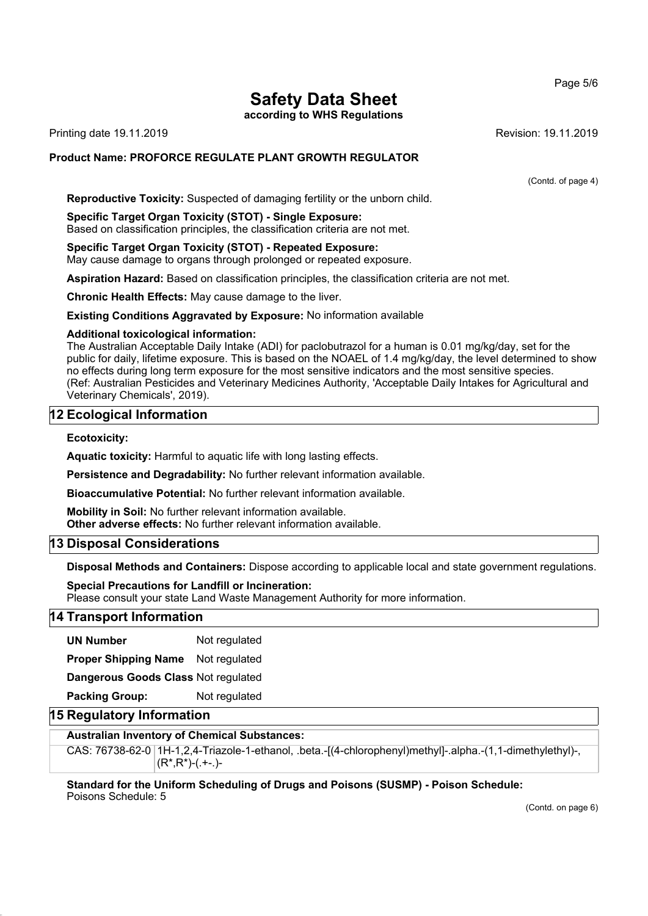(Contd. of page 4)

**Reproductive Toxicity:** Suspected of damaging fertility or the unborn child.

**Specific Target Organ Toxicity (STOT) - Single Exposure:**
Based on classification principles, the classification criteria are not met.

**Specific Target Organ Toxicity (STOT) - Repeated Exposure:**
May cause damage to organs through prolonged or repeated exposure.

**Aspiration Hazard:** Based on classification principles, the classification criteria are not met.

**Chronic Health Effects:** May cause damage to the liver.

**Existing Conditions Aggravated by Exposure:** No information available

**Additional toxicological information:**
The Australian Acceptable Daily Intake (ADI) for paclobutrazol for a human is 0.01 mg/kg/day, set for the public for daily, lifetime exposure. This is based on the NOAEL of 1.4 mg/kg/day, the level determined to show no effects during long term exposure for the most sensitive indicators and the most sensitive species.
(Ref: Australian Pesticides and Veterinary Medicines Authority, 'Acceptable Daily Intakes for Agricultural and Veterinary Chemicals', 2019).

## 12 Ecological Information

**Ecotoxicity:**

**Aquatic toxicity:** Harmful to aquatic life with long lasting effects.

**Persistence and Degradability:** No further relevant information available.

**Bioaccumulative Potential:** No further relevant information available.

**Mobility in Soil:** No further relevant information available.
**Other adverse effects:** No further relevant information available.

## 13 Disposal Considerations

**Disposal Methods and Containers:** Dispose according to applicable local and state government regulations.

**Special Precautions for Landfill or Incineration:**
Please consult your state Land Waste Management Authority for more information.

## 14 Transport Information

| | |
|---|---|
| **UN Number** | Not regulated |
| **Proper Shipping Name** | Not regulated |
| **Dangerous Goods Class** | Not regulated |
| **Packing Group:** | Not regulated |

## 15 Regulatory Information

**Australian Inventory of Chemical Substances:**

| | |
|---|---|
| CAS: 76738-62-0 | 1H-1,2,4-Triazole-1-ethanol, .beta.-[(4-chlorophenyl)methyl]-.alpha.-(1,1-dimethylethyl)-, (R*,R*)-(.+-.)- |

**Standard for the Uniform Scheduling of Drugs and Poisons (SUSMP) - Poison Schedule:**
Poisons Schedule: 5

(Contd. on page 6)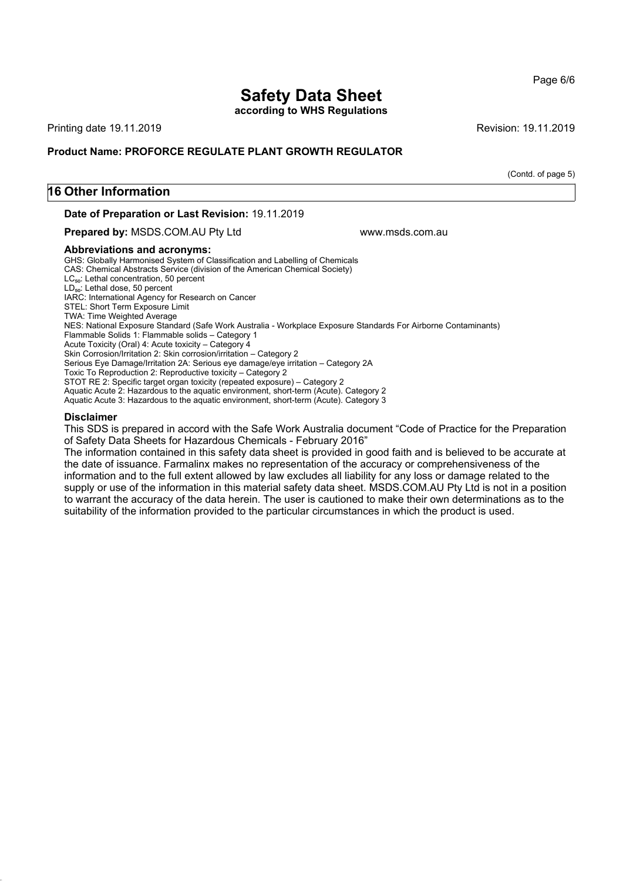# Safety Data Sheet

**according to WHS Regulations**

Printing date 19.11.2019

Revision: 19.11.2019

**Product Name: PROFORCE REGULATE PLANT GROWTH REGULATOR**

(Contd. of page 5)

## 16 Other Information

**Date of Preparation or Last Revision:** 19.11.2019

**Prepared by:** MSDS.COM.AU Pty Ltd www.msds.com.au

**Abbreviations and acronyms:**

GHS: Globally Harmonised System of Classification and Labelling of Chemicals
CAS: Chemical Abstracts Service (division of the American Chemical Society)
$LC_{50}$: Lethal concentration, 50 percent
$LD_{50}$: Lethal dose, 50 percent
IARC: International Agency for Research on Cancer
STEL: Short Term Exposure Limit
TWA: Time Weighted Average
NES: National Exposure Standard (Safe Work Australia - Workplace Exposure Standards For Airborne Contaminants)
Flammable Solids 1: Flammable solids – Category 1
Acute Toxicity (Oral) 4: Acute toxicity – Category 4
Skin Corrosion/Irritation 2: Skin corrosion/irritation – Category 2
Serious Eye Damage/Irritation 2A: Serious eye damage/eye irritation – Category 2A
Toxic To Reproduction 2: Reproductive toxicity – Category 2
STOT RE 2: Specific target organ toxicity (repeated exposure) – Category 2
Aquatic Acute 2: Hazardous to the aquatic environment, short-term (Acute). Category 2
Aquatic Acute 3: Hazardous to the aquatic environment, short-term (Acute). Category 3

**Disclaimer**

This SDS is prepared in accord with the Safe Work Australia document "Code of Practice for the Preparation of Safety Data Sheets for Hazardous Chemicals - February 2016"

The information contained in this safety data sheet is provided in good faith and is believed to be accurate at the date of issuance. Farmalinx makes no representation of the accuracy or comprehensiveness of the information and to the full extent allowed by law excludes all liability for any loss or damage related to the supply or use of the information in this material safety data sheet. MSDS.COM.AU Pty Ltd is not in a position to warrant the accuracy of the data herein. The user is cautioned to make their own determinations as to the suitability of the information provided to the particular circumstances in which the product is used.